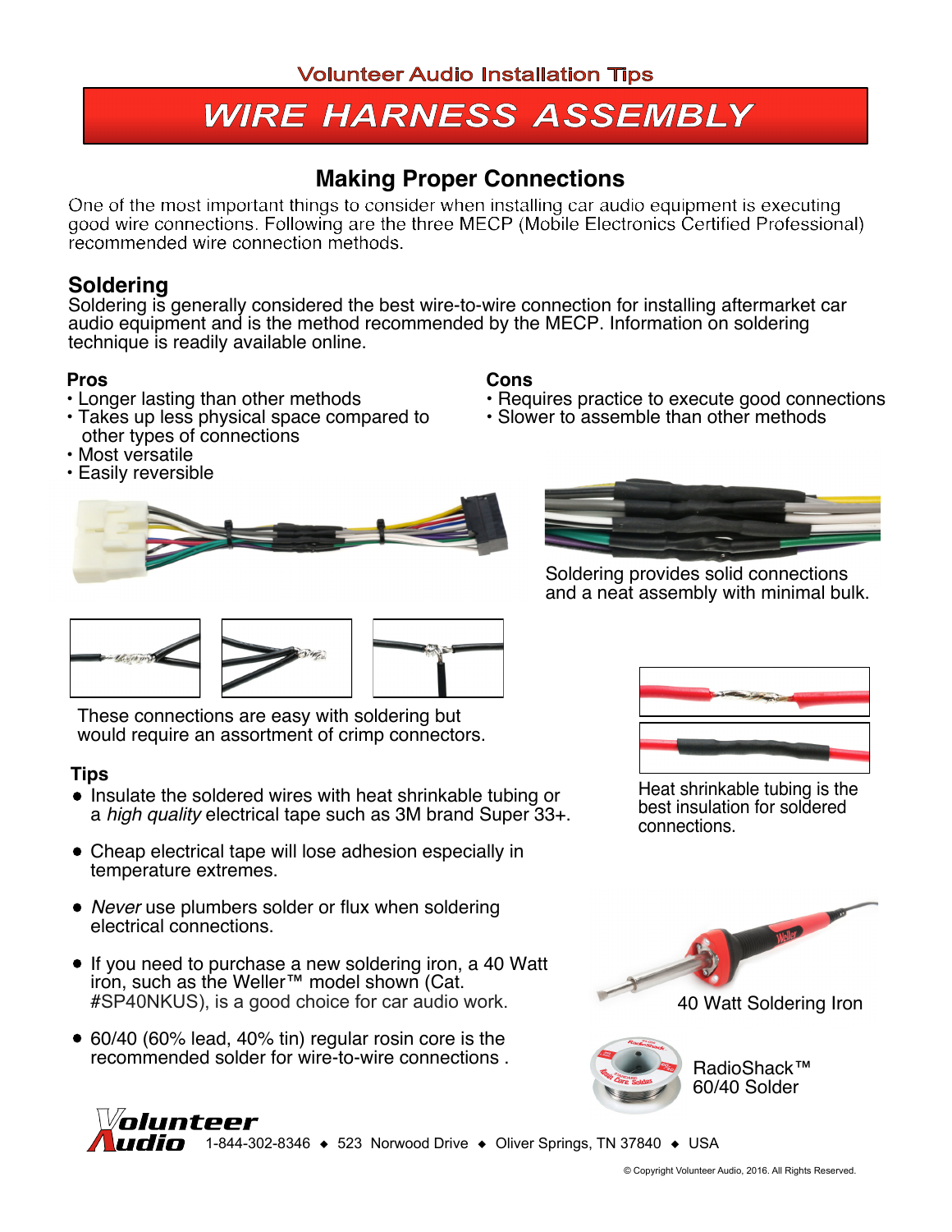Volunteer Audio Installation Tips

# WIRE HARNESS ASSEMBLY

## Making Proper Connections

One of the most important things to consider when installing car audio equipment is executing good wire connections. Following are the three MECP (Mobile Electronics Certified Professional) recommended wire connection methods.

## Soldering

Soldering is generally considered the best wire-to-wire connection for installing aftermarket car audio equipment and is the method recommended by the MECP. Information on soldering technique is readily available online.

**Pros**

- Longer lasting than other methods
- Takes up less physical space compared to other types of connections
- Most versatile
- Easily reversible

**Cons**

- Requires practice to execute good connections
- Slower to assemble than other methods

Soldering provides solid connections and a neat assembly with minimal bulk.

These connections are easy with soldering but would require an assortment of crimp connectors.

Heat shrinkable tubing is the best insulation for soldered connections.

**Tips**

- Insulate the soldered wires with heat shrinkable tubing or a *high quality* electrical tape such as 3M brand Super 33+.
- Cheap electrical tape will lose adhesion especially in temperature extremes.
- *Never* use plumbers solder or flux when soldering electrical connections.
- If you need to purchase a new soldering iron, a 40 Watt iron, such as the Weller™ model shown (Cat. #SP40NKUS), is a good choice for car audio work.
- 60/40 (60% lead, 40% tin) regular rosin core is the recommended solder for wire-to-wire connections .

40 Watt Soldering Iron

RadioShack™ 60/40 Solder

Volunteer Audio 1-844-302-8346 ◆ 523 Norwood Drive ◆ Oliver Springs, TN 37840 ◆ USA

© Copyright Volunteer Audio, 2016. All Rights Reserved.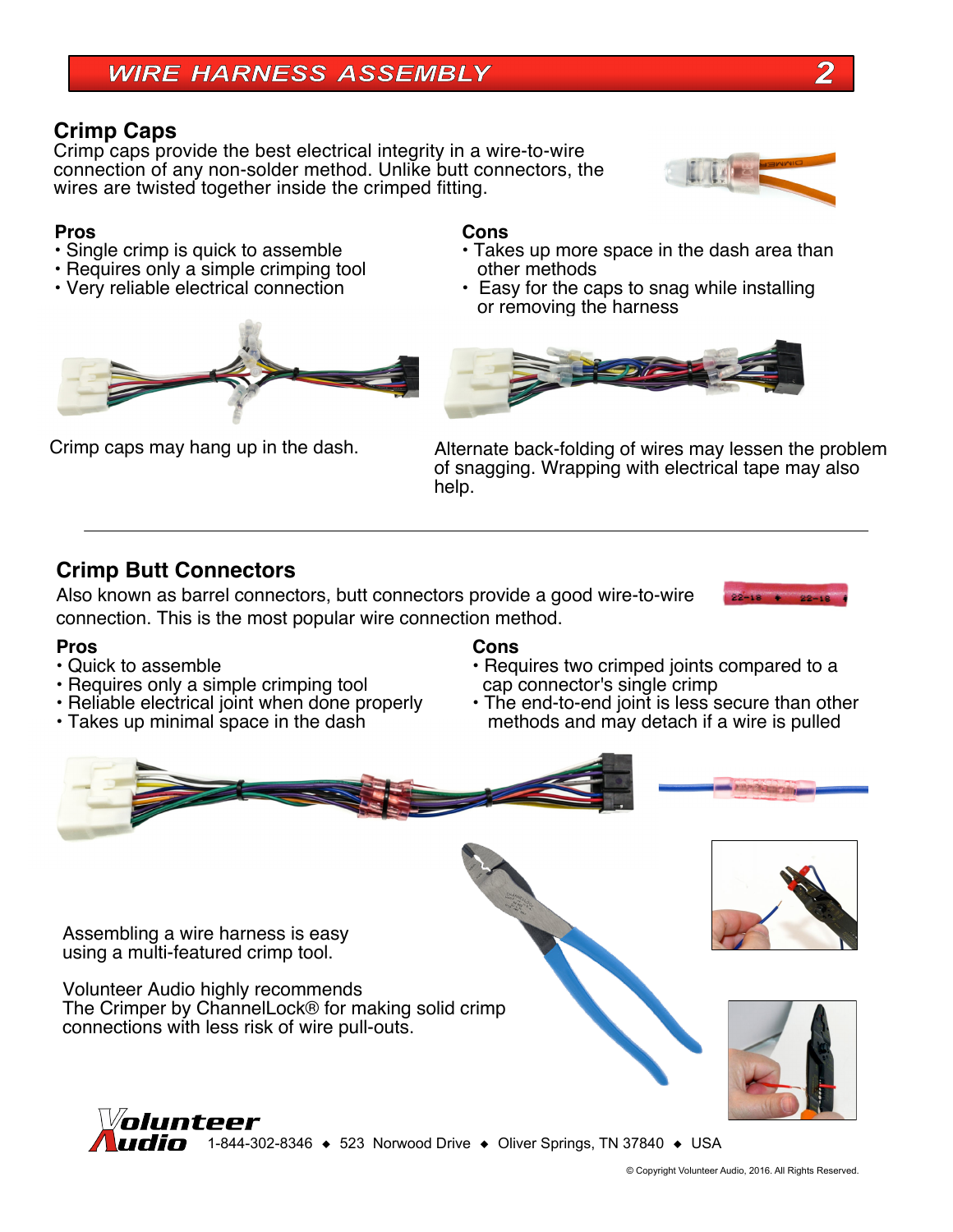# WIRE HARNESS ASSEMBLY

## Crimp Caps

Crimp caps provide the best electrical integrity in a wire-to-wire connection of any non-solder method. Unlike butt connectors, the wires are twisted together inside the crimped fitting.

**Pros**
- Single crimp is quick to assemble
- Requires only a simple crimping tool
- Very reliable electrical connection

**Cons**
- Takes up more space in the dash area than other methods
- Easy for the caps to snag while installing or removing the harness

Crimp caps may hang up in the dash.

Alternate back-folding of wires may lessen the problem of snagging. Wrapping with electrical tape may also help.

---

## Crimp Butt Connectors

Also known as barrel connectors, butt connectors provide a good wire-to-wire connection. This is the most popular wire connection method.

**Pros**
- Quick to assemble
- Requires only a simple crimping tool
- Reliable electrical joint when done properly
- Takes up minimal space in the dash

**Cons**
- Requires two crimped joints compared to a cap connector's single crimp
- The end-to-end joint is less secure than other methods and may detach if a wire is pulled

Assembling a wire harness is easy using a multi-featured crimp tool.

Volunteer Audio highly recommends The Crimper by ChannelLock® for making solid crimp connections with less risk of wire pull-outs.

Volunteer Audio 1-844-302-8346 ◆ 523 Norwood Drive ◆ Oliver Springs, TN 37840 ◆ USA

© Copyright Volunteer Audio, 2016. All Rights Reserved.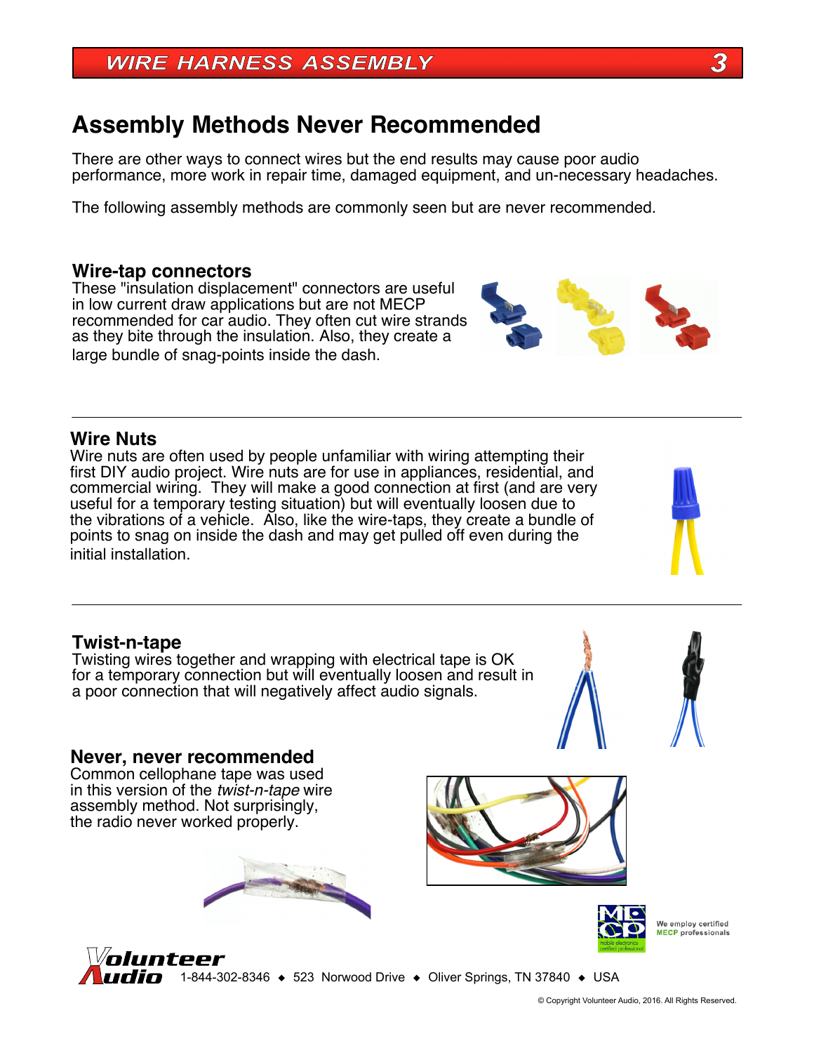## Assembly Methods Never Recommended

There are other ways to connect wires but the end results may cause poor audio performance, more work in repair time, damaged equipment, and un-necessary headaches.

The following assembly methods are commonly seen but are never recommended.

### Wire-tap connectors

These "insulation displacement" connectors are useful in low current draw applications but are not MECP recommended for car audio. They often cut wire strands as they bite through the insulation. Also, they create a large bundle of snag-points inside the dash.

### Wire Nuts

Wire nuts are often used by people unfamiliar with wiring attempting their first DIY audio project. Wire nuts are for use in appliances, residential, and commercial wiring. They will make a good connection at first (and are very useful for a temporary testing situation) but will eventually loosen due to the vibrations of a vehicle. Also, like the wire-taps, they create a bundle of points to snag on inside the dash and may get pulled off even during the initial installation.

### Twist-n-tape

Twisting wires together and wrapping with electrical tape is OK for a temporary connection but will eventually loosen and result in a poor connection that will negatively affect audio signals.

### Never, never recommended

Common cellophane tape was used in this version of the *twist-n-tape* wire assembly method. Not surprisingly, the radio never worked properly.

We employ certified MECP professionals

Volunteer Audio 1-844-302-8346 ◆ 523 Norwood Drive ◆ Oliver Springs, TN 37840 ◆ USA

© Copyright Volunteer Audio, 2016. All Rights Reserved.